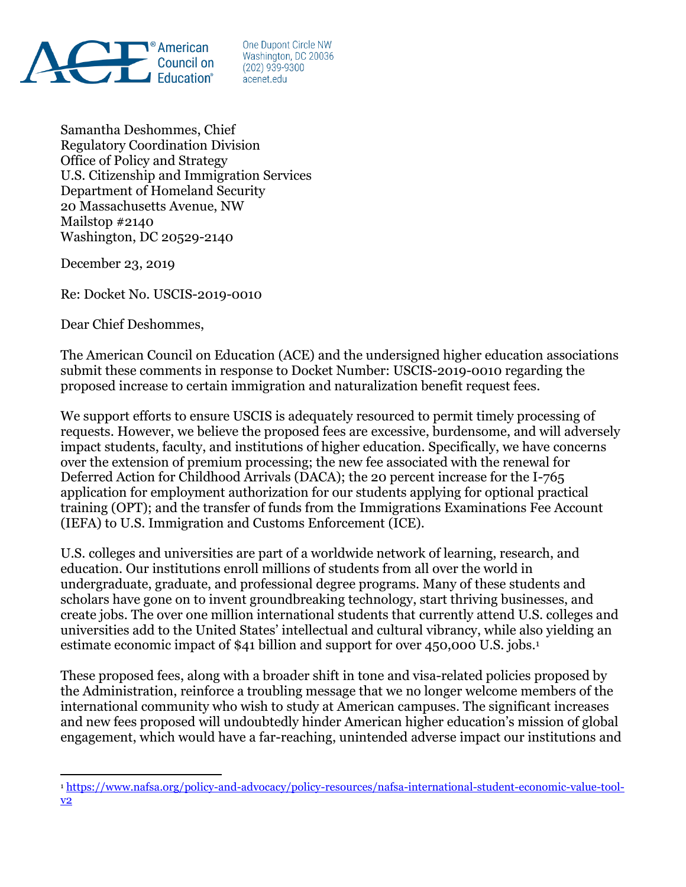**ACE® American Council on Education®**

One Dupont Circle NW
Washington, DC 20036
(202) 939-9300
acenet.edu

Samantha Deshommes, Chief
Regulatory Coordination Division
Office of Policy and Strategy
U.S. Citizenship and Immigration Services
Department of Homeland Security
20 Massachusetts Avenue, NW
Mailstop #2140
Washington, DC 20529-2140

December 23, 2019

Re: Docket No. USCIS-2019-0010

Dear Chief Deshommes,

The American Council on Education (ACE) and the undersigned higher education associations submit these comments in response to Docket Number: USCIS-2019-0010 regarding the proposed increase to certain immigration and naturalization benefit request fees.

We support efforts to ensure USCIS is adequately resourced to permit timely processing of requests. However, we believe the proposed fees are excessive, burdensome, and will adversely impact students, faculty, and institutions of higher education. Specifically, we have concerns over the extension of premium processing; the new fee associated with the renewal for Deferred Action for Childhood Arrivals (DACA); the 20 percent increase for the I-765 application for employment authorization for our students applying for optional practical training (OPT); and the transfer of funds from the Immigrations Examinations Fee Account (IEFA) to U.S. Immigration and Customs Enforcement (ICE).

U.S. colleges and universities are part of a worldwide network of learning, research, and education. Our institutions enroll millions of students from all over the world in undergraduate, graduate, and professional degree programs. Many of these students and scholars have gone on to invent groundbreaking technology, start thriving businesses, and create jobs. The over one million international students that currently attend U.S. colleges and universities add to the United States' intellectual and cultural vibrancy, while also yielding an estimate economic impact of $41 billion and support for over 450,000 U.S. jobs.[1]

These proposed fees, along with a broader shift in tone and visa-related policies proposed by the Administration, reinforce a troubling message that we no longer welcome members of the international community who wish to study at American campuses. The significant increases and new fees proposed will undoubtedly hinder American higher education's mission of global engagement, which would have a far-reaching, unintended adverse impact our institutions and

[1] https://www.nafsa.org/policy-and-advocacy/policy-resources/nafsa-international-student-economic-value-tool-v2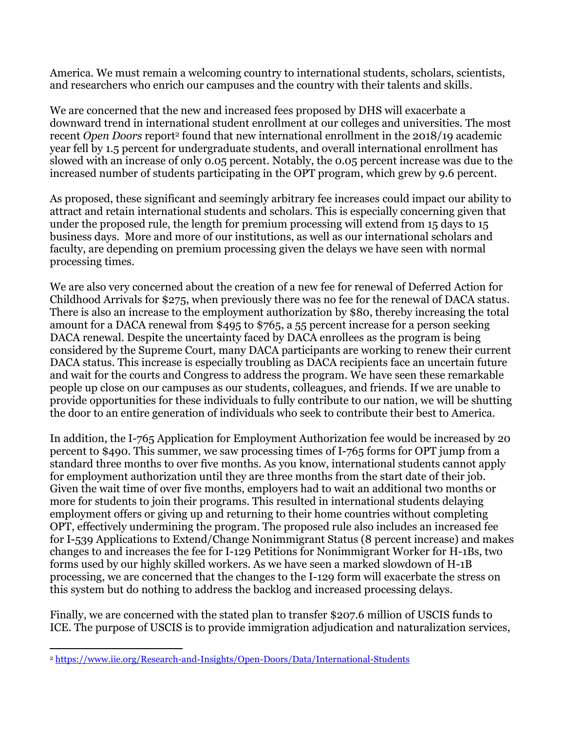America. We must remain a welcoming country to international students, scholars, scientists, and researchers who enrich our campuses and the country with their talents and skills.

We are concerned that the new and increased fees proposed by DHS will exacerbate a downward trend in international student enrollment at our colleges and universities. The most recent *Open Doors* report[2] found that new international enrollment in the 2018/19 academic year fell by 1.5 percent for undergraduate students, and overall international enrollment has slowed with an increase of only 0.05 percent. Notably, the 0.05 percent increase was due to the increased number of students participating in the OPT program, which grew by 9.6 percent.

As proposed, these significant and seemingly arbitrary fee increases could impact our ability to attract and retain international students and scholars. This is especially concerning given that under the proposed rule, the length for premium processing will extend from 15 days to 15 business days. More and more of our institutions, as well as our international scholars and faculty, are depending on premium processing given the delays we have seen with normal processing times.

We are also very concerned about the creation of a new fee for renewal of Deferred Action for Childhood Arrivals for $275, when previously there was no fee for the renewal of DACA status. There is also an increase to the employment authorization by $80, thereby increasing the total amount for a DACA renewal from $495 to $765, a 55 percent increase for a person seeking DACA renewal. Despite the uncertainty faced by DACA enrollees as the program is being considered by the Supreme Court, many DACA participants are working to renew their current DACA status. This increase is especially troubling as DACA recipients face an uncertain future and wait for the courts and Congress to address the program. We have seen these remarkable people up close on our campuses as our students, colleagues, and friends. If we are unable to provide opportunities for these individuals to fully contribute to our nation, we will be shutting the door to an entire generation of individuals who seek to contribute their best to America.

In addition, the I-765 Application for Employment Authorization fee would be increased by 20 percent to $490. This summer, we saw processing times of I-765 forms for OPT jump from a standard three months to over five months. As you know, international students cannot apply for employment authorization until they are three months from the start date of their job. Given the wait time of over five months, employers had to wait an additional two months or more for students to join their programs. This resulted in international students delaying employment offers or giving up and returning to their home countries without completing OPT, effectively undermining the program. The proposed rule also includes an increased fee for I-539 Applications to Extend/Change Nonimmigrant Status (8 percent increase) and makes changes to and increases the fee for I-129 Petitions for Nonimmigrant Worker for H-1Bs, two forms used by our highly skilled workers. As we have seen a marked slowdown of H-1B processing, we are concerned that the changes to the I-129 form will exacerbate the stress on this system but do nothing to address the backlog and increased processing delays.

Finally, we are concerned with the stated plan to transfer $207.6 million of USCIS funds to ICE. The purpose of USCIS is to provide immigration adjudication and naturalization services,

---

[2] https://www.iie.org/Research-and-Insights/Open-Doors/Data/International-Students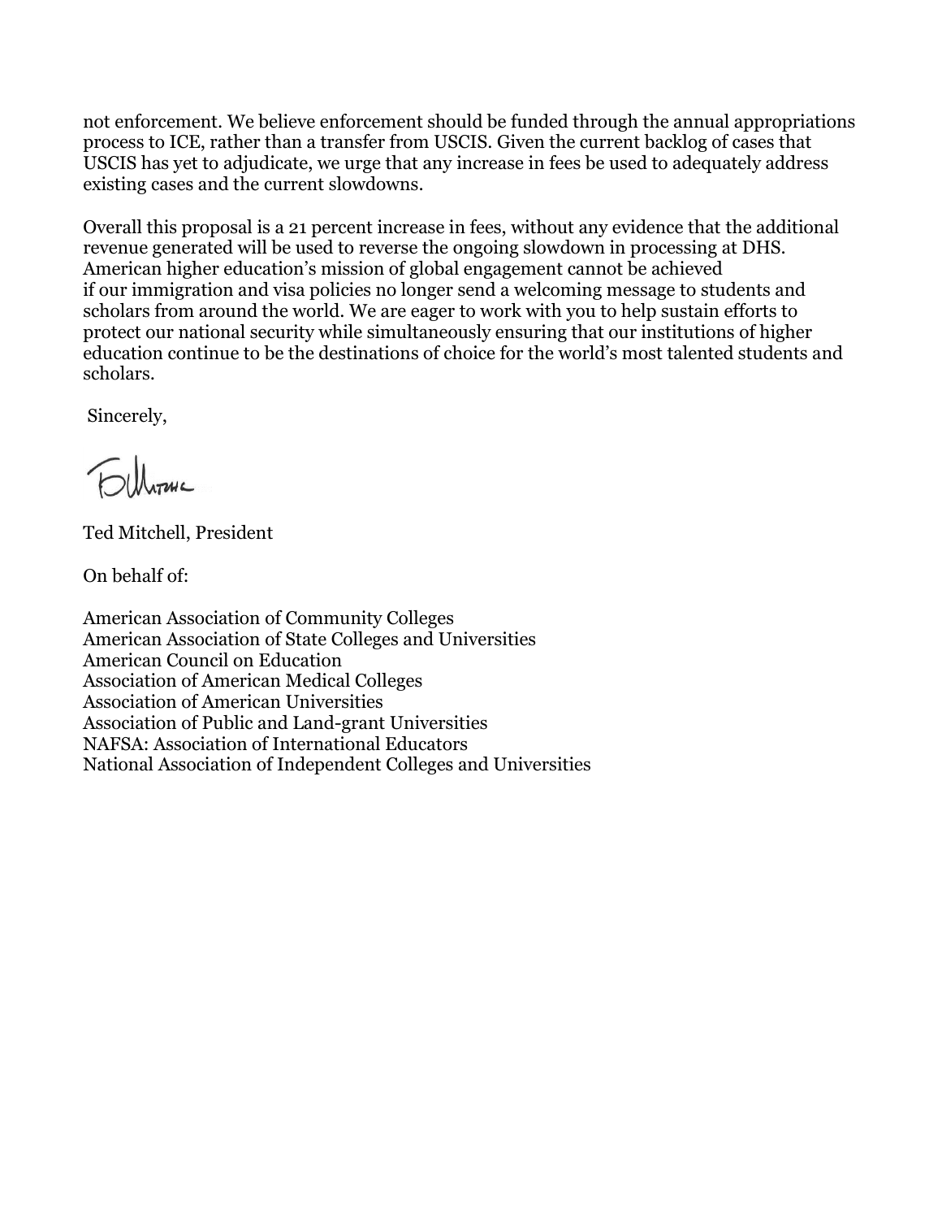not enforcement. We believe enforcement should be funded through the annual appropriations process to ICE, rather than a transfer from USCIS. Given the current backlog of cases that USCIS has yet to adjudicate, we urge that any increase in fees be used to adequately address existing cases and the current slowdowns.

Overall this proposal is a 21 percent increase in fees, without any evidence that the additional revenue generated will be used to reverse the ongoing slowdown in processing at DHS. American higher education's mission of global engagement cannot be achieved if our immigration and visa policies no longer send a welcoming message to students and scholars from around the world. We are eager to work with you to help sustain efforts to protect our national security while simultaneously ensuring that our institutions of higher education continue to be the destinations of choice for the world's most talented students and scholars.

Sincerely,

Ted Mitchell, President

On behalf of:

American Association of Community Colleges
American Association of State Colleges and Universities
American Council on Education
Association of American Medical Colleges
Association of American Universities
Association of Public and Land-grant Universities
NAFSA: Association of International Educators
National Association of Independent Colleges and Universities